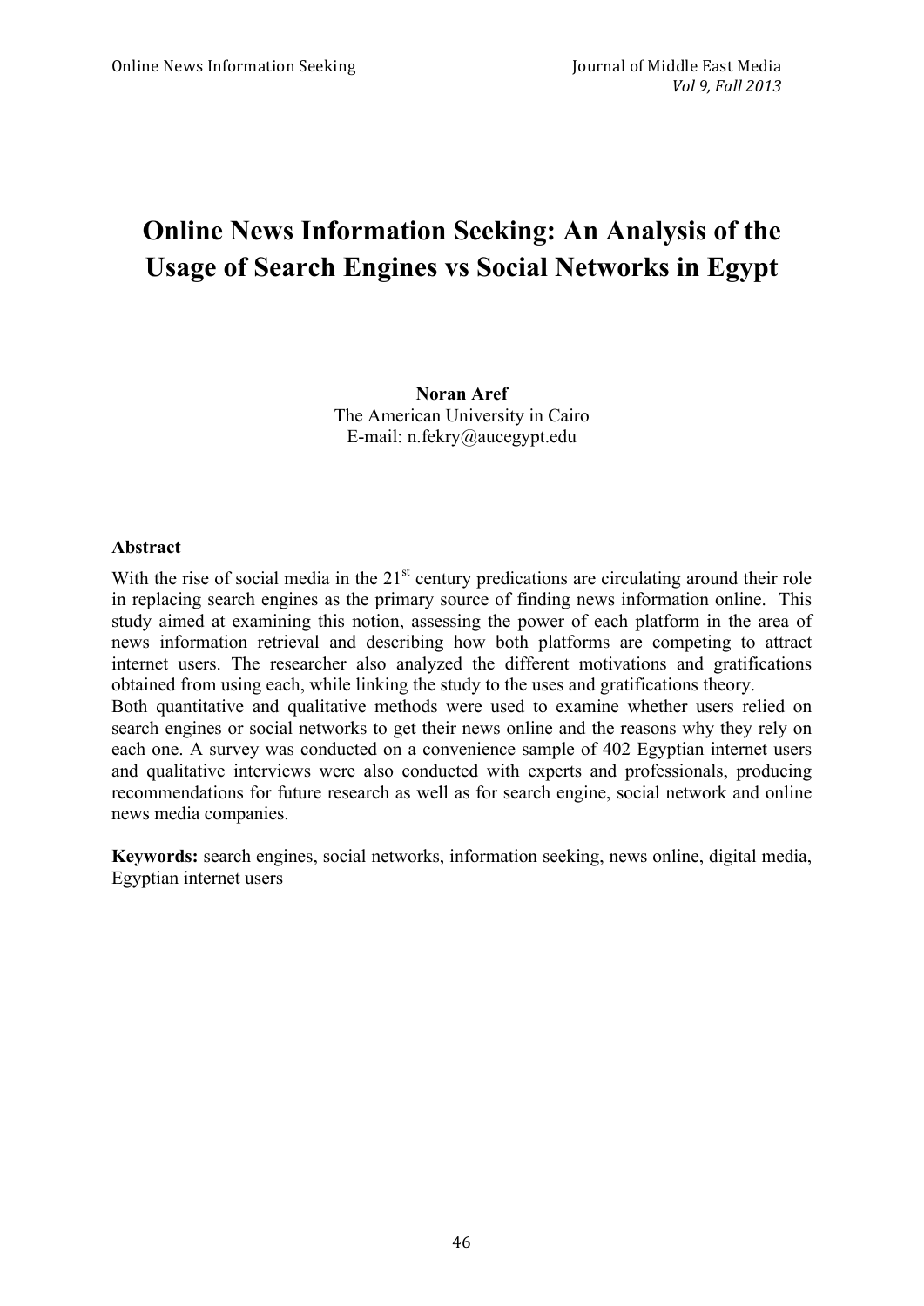# Online News Information Seeking: An Analysis of the Usage of Search Engines vs Social Networks in Egypt

**Noran Aref**
The American University in Cairo
E-mail: n.fekry@aucegypt.edu

## Abstract

With the rise of social media in the 21st century predications are circulating around their role in replacing search engines as the primary source of finding news information online. This study aimed at examining this notion, assessing the power of each platform in the area of news information retrieval and describing how both platforms are competing to attract internet users. The researcher also analyzed the different motivations and gratifications obtained from using each, while linking the study to the uses and gratifications theory.

Both quantitative and qualitative methods were used to examine whether users relied on search engines or social networks to get their news online and the reasons why they rely on each one. A survey was conducted on a convenience sample of 402 Egyptian internet users and qualitative interviews were also conducted with experts and professionals, producing recommendations for future research as well as for search engine, social network and online news media companies.

**Keywords:** search engines, social networks, information seeking, news online, digital media, Egyptian internet users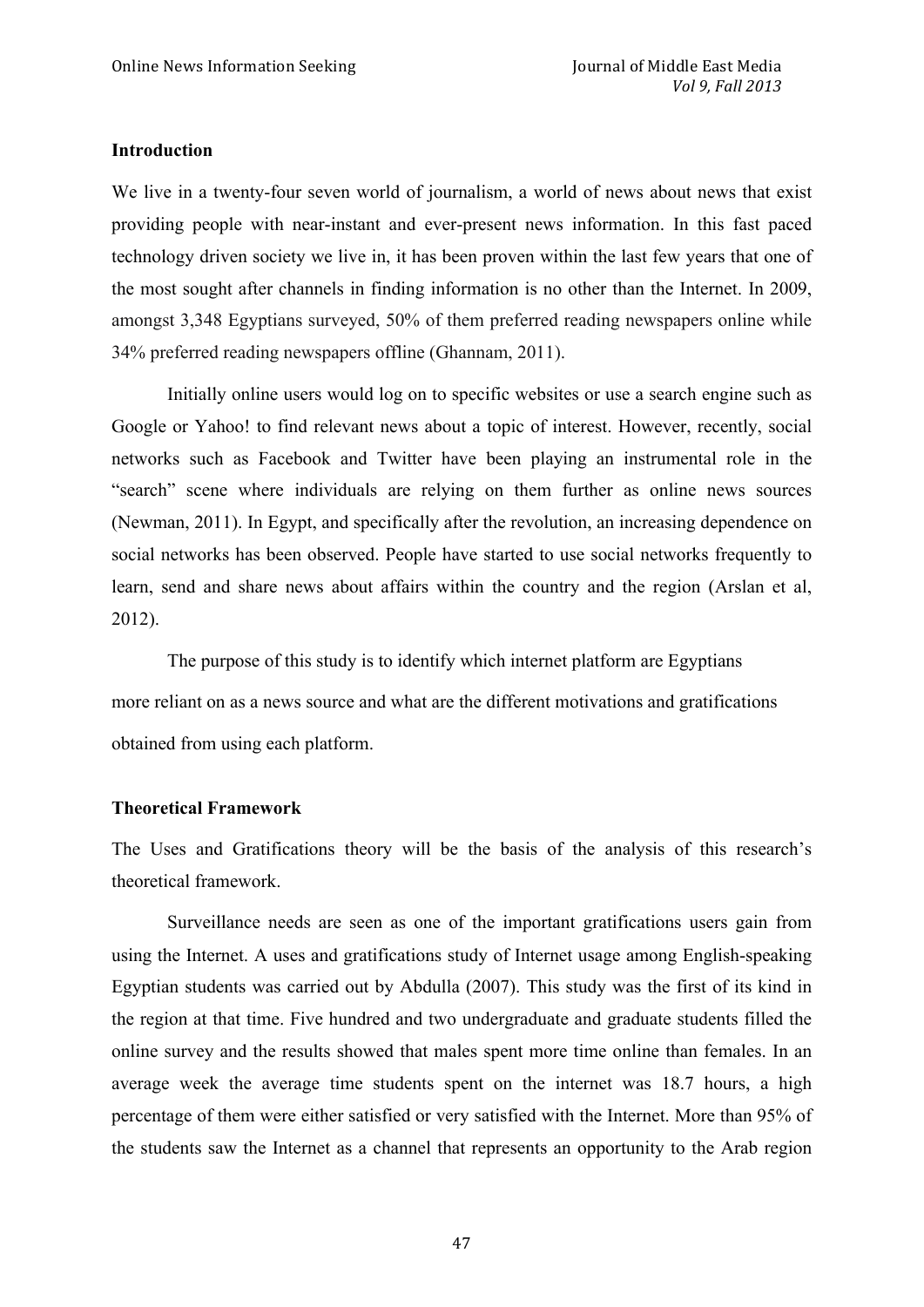## Introduction

We live in a twenty-four seven world of journalism, a world of news about news that exist providing people with near-instant and ever-present news information. In this fast paced technology driven society we live in, it has been proven within the last few years that one of the most sought after channels in finding information is no other than the Internet. In 2009, amongst 3,348 Egyptians surveyed, 50% of them preferred reading newspapers online while 34% preferred reading newspapers offline (Ghannam, 2011).

Initially online users would log on to specific websites or use a search engine such as Google or Yahoo! to find relevant news about a topic of interest. However, recently, social networks such as Facebook and Twitter have been playing an instrumental role in the "search" scene where individuals are relying on them further as online news sources (Newman, 2011). In Egypt, and specifically after the revolution, an increasing dependence on social networks has been observed. People have started to use social networks frequently to learn, send and share news about affairs within the country and the region (Arslan et al, 2012).

The purpose of this study is to identify which internet platform are Egyptians more reliant on as a news source and what are the different motivations and gratifications obtained from using each platform.

## Theoretical Framework

The Uses and Gratifications theory will be the basis of the analysis of this research's theoretical framework.

Surveillance needs are seen as one of the important gratifications users gain from using the Internet. A uses and gratifications study of Internet usage among English-speaking Egyptian students was carried out by Abdulla (2007). This study was the first of its kind in the region at that time. Five hundred and two undergraduate and graduate students filled the online survey and the results showed that males spent more time online than females. In an average week the average time students spent on the internet was 18.7 hours, a high percentage of them were either satisfied or very satisfied with the Internet. More than 95% of the students saw the Internet as a channel that represents an opportunity to the Arab region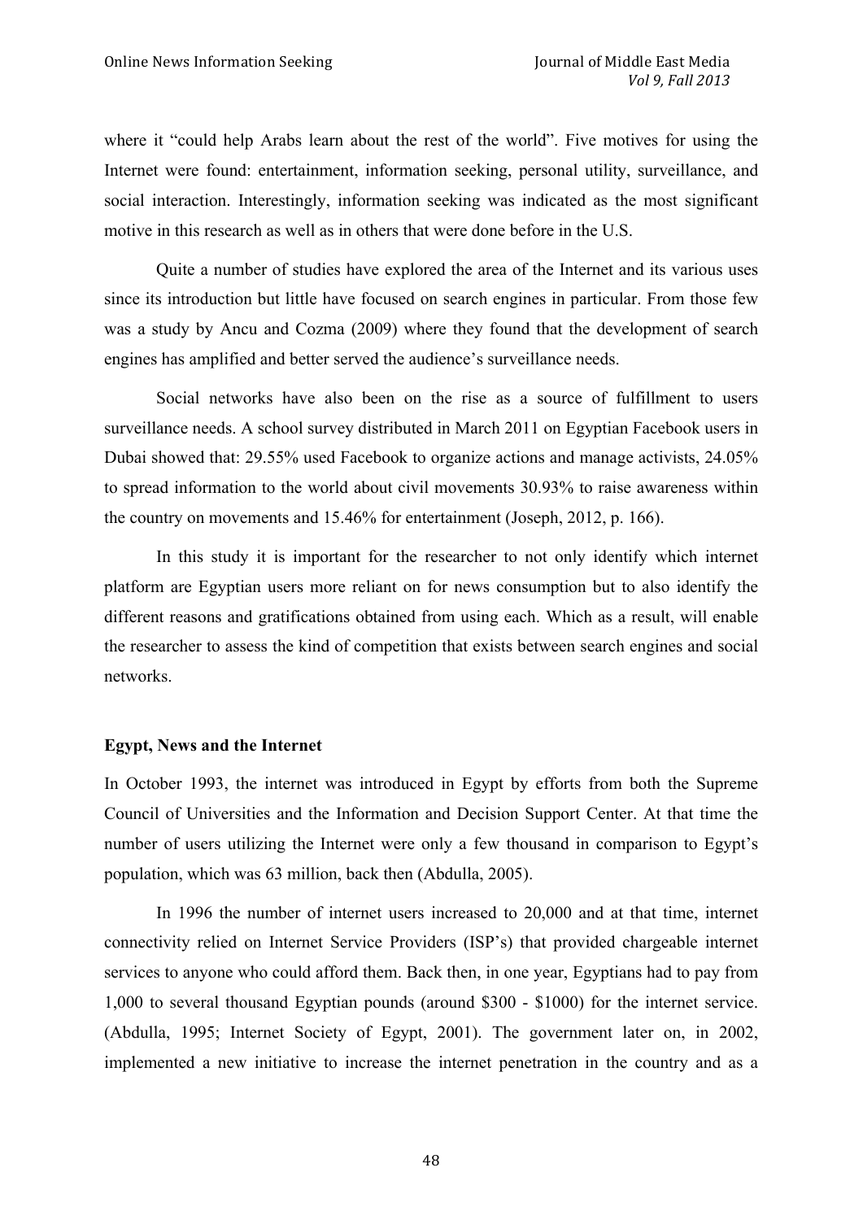where it "could help Arabs learn about the rest of the world". Five motives for using the Internet were found: entertainment, information seeking, personal utility, surveillance, and social interaction. Interestingly, information seeking was indicated as the most significant motive in this research as well as in others that were done before in the U.S.

Quite a number of studies have explored the area of the Internet and its various uses since its introduction but little have focused on search engines in particular. From those few was a study by Ancu and Cozma (2009) where they found that the development of search engines has amplified and better served the audience's surveillance needs.

Social networks have also been on the rise as a source of fulfillment to users surveillance needs. A school survey distributed in March 2011 on Egyptian Facebook users in Dubai showed that: 29.55% used Facebook to organize actions and manage activists, 24.05% to spread information to the world about civil movements 30.93% to raise awareness within the country on movements and 15.46% for entertainment (Joseph, 2012, p. 166).

In this study it is important for the researcher to not only identify which internet platform are Egyptian users more reliant on for news consumption but to also identify the different reasons and gratifications obtained from using each. Which as a result, will enable the researcher to assess the kind of competition that exists between search engines and social networks.

**Egypt, News and the Internet**

In October 1993, the internet was introduced in Egypt by efforts from both the Supreme Council of Universities and the Information and Decision Support Center. At that time the number of users utilizing the Internet were only a few thousand in comparison to Egypt's population, which was 63 million, back then (Abdulla, 2005).

In 1996 the number of internet users increased to 20,000 and at that time, internet connectivity relied on Internet Service Providers (ISP's) that provided chargeable internet services to anyone who could afford them. Back then, in one year, Egyptians had to pay from 1,000 to several thousand Egyptian pounds (around $300 - $1000) for the internet service. (Abdulla, 1995; Internet Society of Egypt, 2001). The government later on, in 2002, implemented a new initiative to increase the internet penetration in the country and as a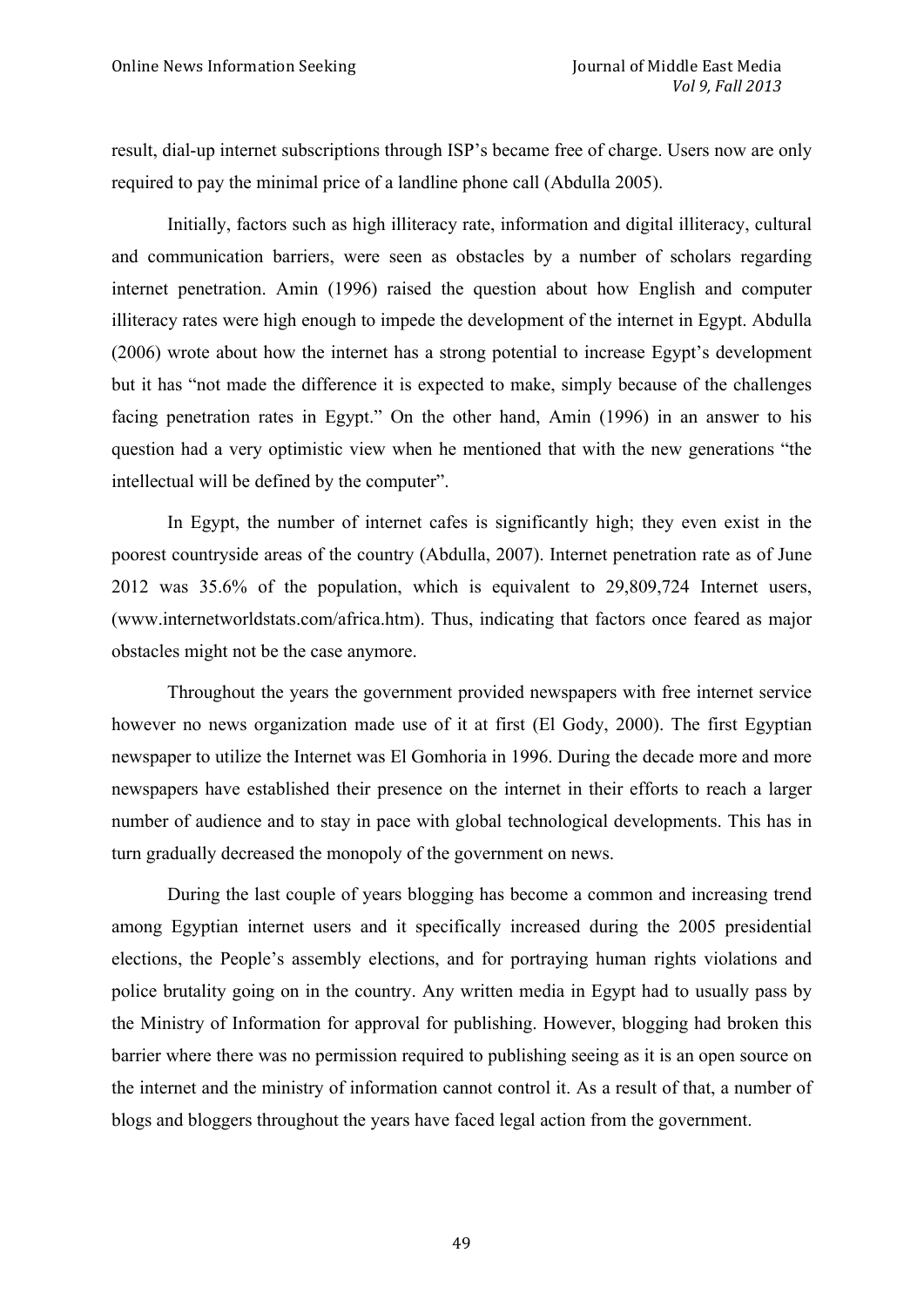result, dial-up internet subscriptions through ISP's became free of charge. Users now are only required to pay the minimal price of a landline phone call (Abdulla 2005).

Initially, factors such as high illiteracy rate, information and digital illiteracy, cultural and communication barriers, were seen as obstacles by a number of scholars regarding internet penetration. Amin (1996) raised the question about how English and computer illiteracy rates were high enough to impede the development of the internet in Egypt. Abdulla (2006) wrote about how the internet has a strong potential to increase Egypt's development but it has "not made the difference it is expected to make, simply because of the challenges facing penetration rates in Egypt." On the other hand, Amin (1996) in an answer to his question had a very optimistic view when he mentioned that with the new generations "the intellectual will be defined by the computer".

In Egypt, the number of internet cafes is significantly high; they even exist in the poorest countryside areas of the country (Abdulla, 2007). Internet penetration rate as of June 2012 was 35.6% of the population, which is equivalent to 29,809,724 Internet users, (www.internetworldstats.com/africa.htm). Thus, indicating that factors once feared as major obstacles might not be the case anymore.

Throughout the years the government provided newspapers with free internet service however no news organization made use of it at first (El Gody, 2000). The first Egyptian newspaper to utilize the Internet was El Gomhoria in 1996. During the decade more and more newspapers have established their presence on the internet in their efforts to reach a larger number of audience and to stay in pace with global technological developments. This has in turn gradually decreased the monopoly of the government on news.

During the last couple of years blogging has become a common and increasing trend among Egyptian internet users and it specifically increased during the 2005 presidential elections, the People's assembly elections, and for portraying human rights violations and police brutality going on in the country. Any written media in Egypt had to usually pass by the Ministry of Information for approval for publishing. However, blogging had broken this barrier where there was no permission required to publishing seeing as it is an open source on the internet and the ministry of information cannot control it. As a result of that, a number of blogs and bloggers throughout the years have faced legal action from the government.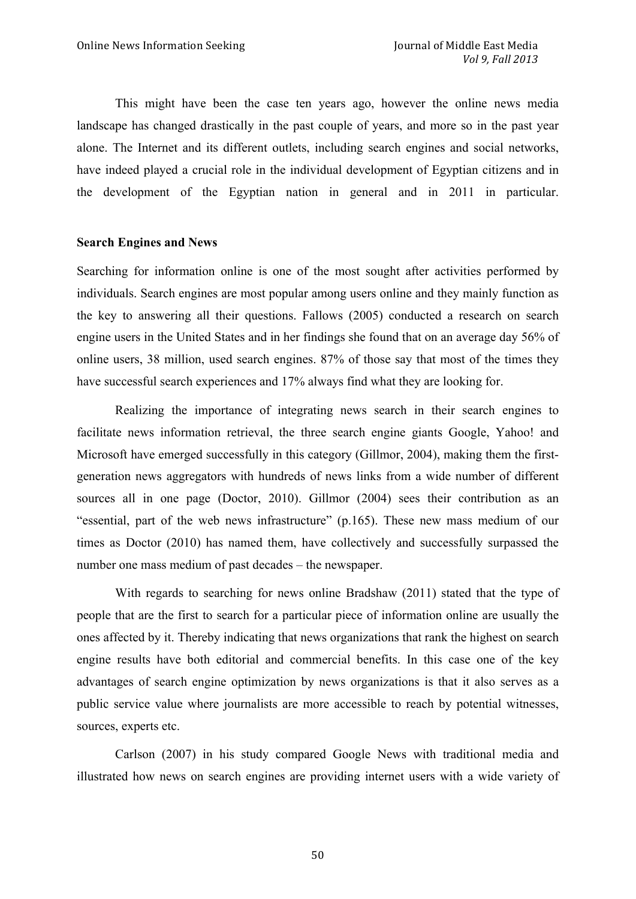This might have been the case ten years ago, however the online news media landscape has changed drastically in the past couple of years, and more so in the past year alone. The Internet and its different outlets, including search engines and social networks, have indeed played a crucial role in the individual development of Egyptian citizens and in the development of the Egyptian nation in general and in 2011 in particular.

**Search Engines and News**

Searching for information online is one of the most sought after activities performed by individuals. Search engines are most popular among users online and they mainly function as the key to answering all their questions. Fallows (2005) conducted a research on search engine users in the United States and in her findings she found that on an average day 56% of online users, 38 million, used search engines. 87% of those say that most of the times they have successful search experiences and 17% always find what they are looking for.

Realizing the importance of integrating news search in their search engines to facilitate news information retrieval, the three search engine giants Google, Yahoo! and Microsoft have emerged successfully in this category (Gillmor, 2004), making them the first-generation news aggregators with hundreds of news links from a wide number of different sources all in one page (Doctor, 2010). Gillmor (2004) sees their contribution as an "essential, part of the web news infrastructure" (p.165). These new mass medium of our times as Doctor (2010) has named them, have collectively and successfully surpassed the number one mass medium of past decades – the newspaper.

With regards to searching for news online Bradshaw (2011) stated that the type of people that are the first to search for a particular piece of information online are usually the ones affected by it. Thereby indicating that news organizations that rank the highest on search engine results have both editorial and commercial benefits. In this case one of the key advantages of search engine optimization by news organizations is that it also serves as a public service value where journalists are more accessible to reach by potential witnesses, sources, experts etc.

Carlson (2007) in his study compared Google News with traditional media and illustrated how news on search engines are providing internet users with a wide variety of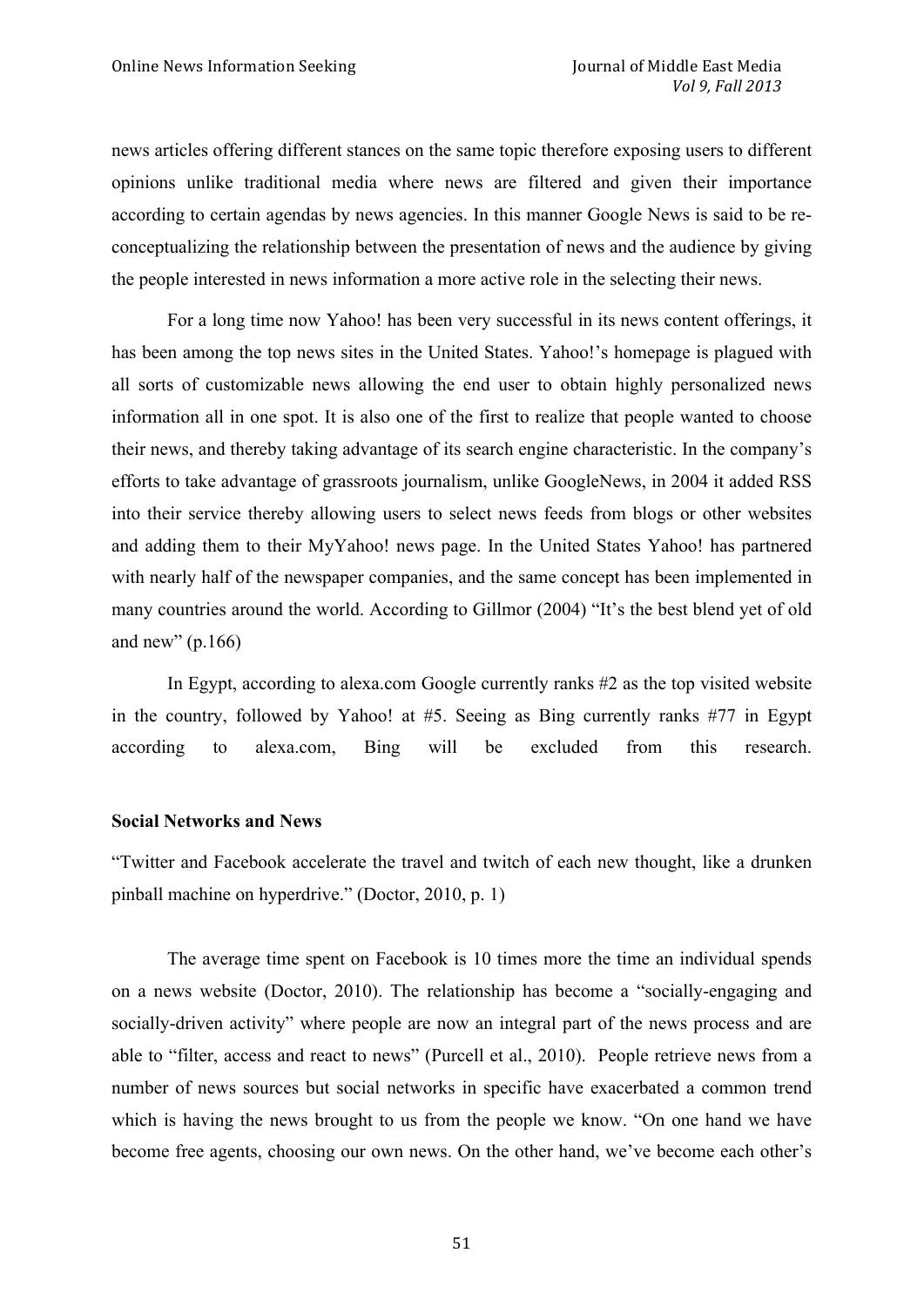news articles offering different stances on the same topic therefore exposing users to different opinions unlike traditional media where news are filtered and given their importance according to certain agendas by news agencies. In this manner Google News is said to be re-conceptualizing the relationship between the presentation of news and the audience by giving the people interested in news information a more active role in the selecting their news.

For a long time now Yahoo! has been very successful in its news content offerings, it has been among the top news sites in the United States. Yahoo!'s homepage is plagued with all sorts of customizable news allowing the end user to obtain highly personalized news information all in one spot. It is also one of the first to realize that people wanted to choose their news, and thereby taking advantage of its search engine characteristic. In the company's efforts to take advantage of grassroots journalism, unlike GoogleNews, in 2004 it added RSS into their service thereby allowing users to select news feeds from blogs or other websites and adding them to their MyYahoo! news page. In the United States Yahoo! has partnered with nearly half of the newspaper companies, and the same concept has been implemented in many countries around the world. According to Gillmor (2004) "It's the best blend yet of old and new" (p.166)

In Egypt, according to alexa.com Google currently ranks #2 as the top visited website in the country, followed by Yahoo! at #5. Seeing as Bing currently ranks #77 in Egypt according to alexa.com, Bing will be excluded from this research.

**Social Networks and News**

"Twitter and Facebook accelerate the travel and twitch of each new thought, like a drunken pinball machine on hyperdrive." (Doctor, 2010, p. 1)

The average time spent on Facebook is 10 times more the time an individual spends on a news website (Doctor, 2010). The relationship has become a "socially-engaging and socially-driven activity" where people are now an integral part of the news process and are able to "filter, access and react to news" (Purcell et al., 2010). People retrieve news from a number of news sources but social networks in specific have exacerbated a common trend which is having the news brought to us from the people we know. "On one hand we have become free agents, choosing our own news. On the other hand, we've become each other's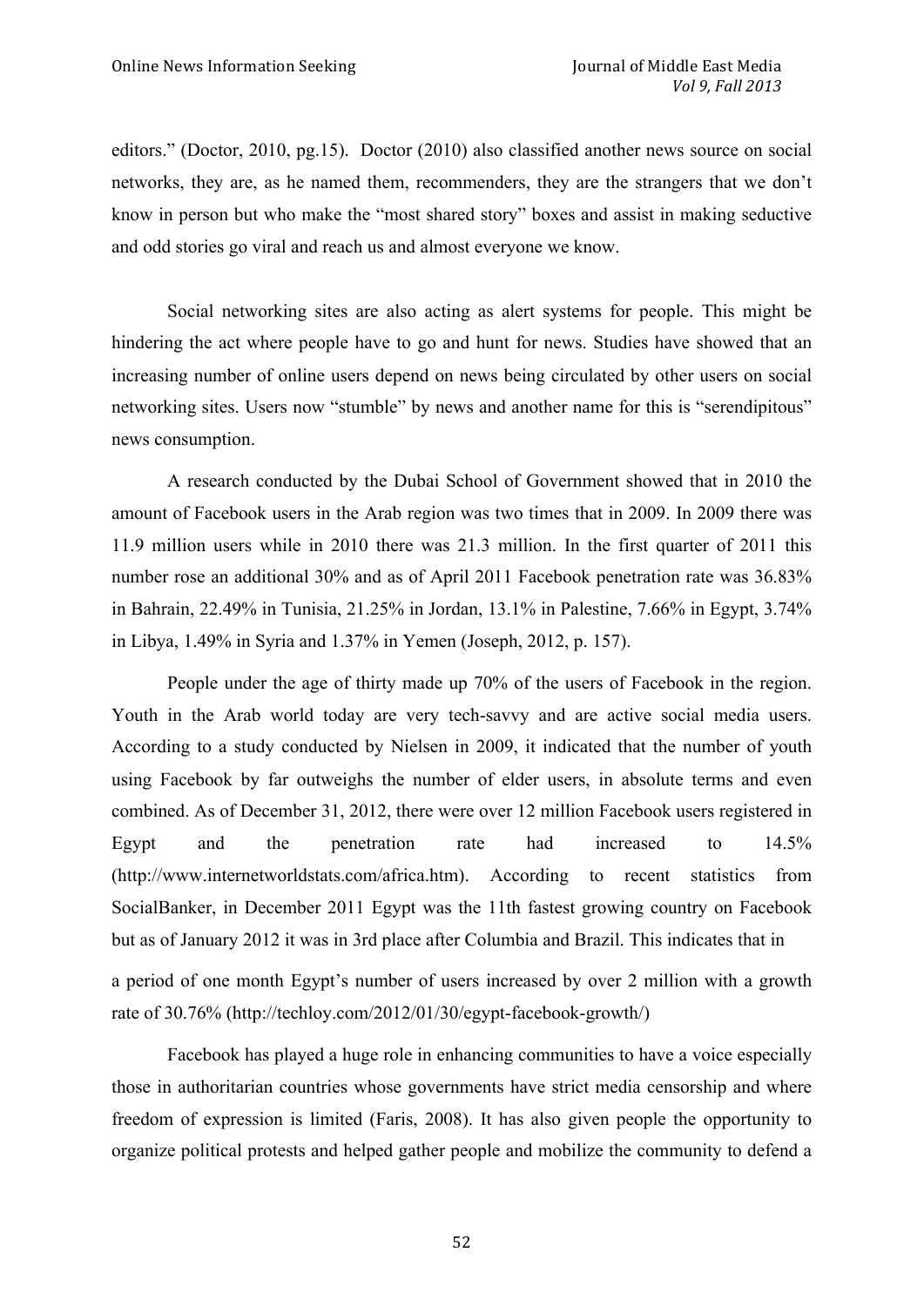editors." (Doctor, 2010, pg.15). Doctor (2010) also classified another news source on social networks, they are, as he named them, recommenders, they are the strangers that we don't know in person but who make the "most shared story" boxes and assist in making seductive and odd stories go viral and reach us and almost everyone we know.

Social networking sites are also acting as alert systems for people. This might be hindering the act where people have to go and hunt for news. Studies have showed that an increasing number of online users depend on news being circulated by other users on social networking sites. Users now "stumble" by news and another name for this is "serendipitous" news consumption.

A research conducted by the Dubai School of Government showed that in 2010 the amount of Facebook users in the Arab region was two times that in 2009. In 2009 there was 11.9 million users while in 2010 there was 21.3 million. In the first quarter of 2011 this number rose an additional 30% and as of April 2011 Facebook penetration rate was 36.83% in Bahrain, 22.49% in Tunisia, 21.25% in Jordan, 13.1% in Palestine, 7.66% in Egypt, 3.74% in Libya, 1.49% in Syria and 1.37% in Yemen (Joseph, 2012, p. 157).

People under the age of thirty made up 70% of the users of Facebook in the region. Youth in the Arab world today are very tech-savvy and are active social media users. According to a study conducted by Nielsen in 2009, it indicated that the number of youth using Facebook by far outweighs the number of elder users, in absolute terms and even combined. As of December 31, 2012, there were over 12 million Facebook users registered in Egypt and the penetration rate had increased to 14.5% (http://www.internetworldstats.com/africa.htm). According to recent statistics from SocialBanker, in December 2011 Egypt was the 11th fastest growing country on Facebook but as of January 2012 it was in 3rd place after Columbia and Brazil. This indicates that in a period of one month Egypt's number of users increased by over 2 million with a growth rate of 30.76% (http://techloy.com/2012/01/30/egypt-facebook-growth/)

Facebook has played a huge role in enhancing communities to have a voice especially those in authoritarian countries whose governments have strict media censorship and where freedom of expression is limited (Faris, 2008). It has also given people the opportunity to organize political protests and helped gather people and mobilize the community to defend a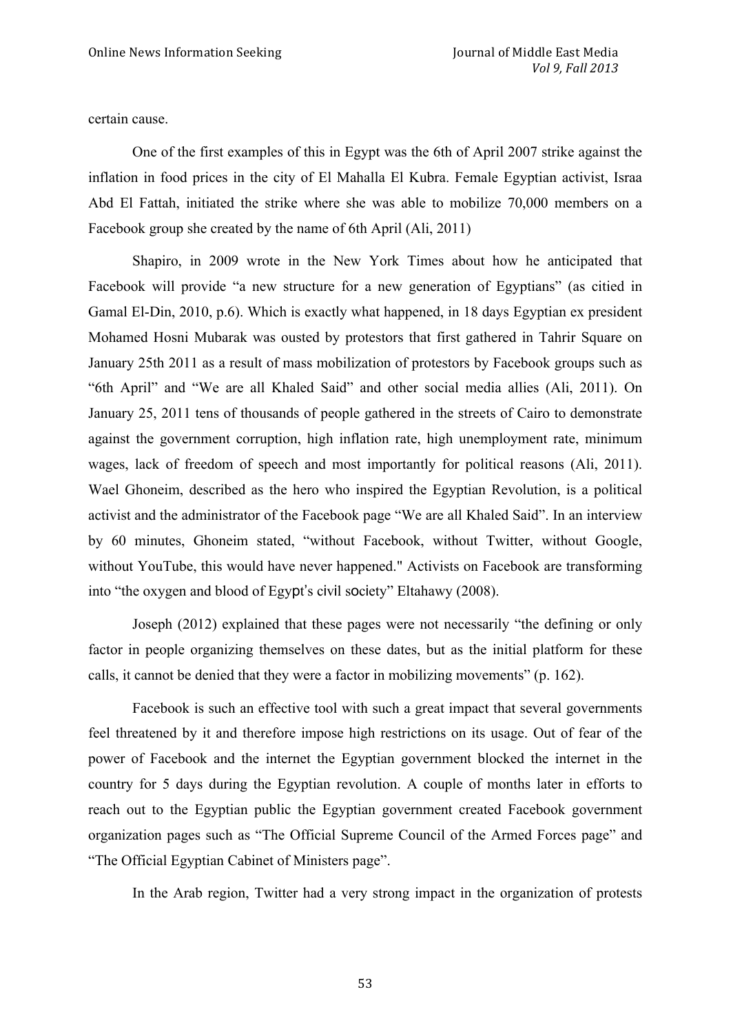certain cause.

One of the first examples of this in Egypt was the 6th of April 2007 strike against the inflation in food prices in the city of El Mahalla El Kubra. Female Egyptian activist, Israa Abd El Fattah, initiated the strike where she was able to mobilize 70,000 members on a Facebook group she created by the name of 6th April (Ali, 2011)

Shapiro, in 2009 wrote in the New York Times about how he anticipated that Facebook will provide "a new structure for a new generation of Egyptians" (as citied in Gamal El-Din, 2010, p.6). Which is exactly what happened, in 18 days Egyptian ex president Mohamed Hosni Mubarak was ousted by protestors that first gathered in Tahrir Square on January 25th 2011 as a result of mass mobilization of protestors by Facebook groups such as "6th April" and "We are all Khaled Said" and other social media allies (Ali, 2011). On January 25, 2011 tens of thousands of people gathered in the streets of Cairo to demonstrate against the government corruption, high inflation rate, high unemployment rate, minimum wages, lack of freedom of speech and most importantly for political reasons (Ali, 2011). Wael Ghoneim, described as the hero who inspired the Egyptian Revolution, is a political activist and the administrator of the Facebook page "We are all Khaled Said". In an interview by 60 minutes, Ghoneim stated, "without Facebook, without Twitter, without Google, without YouTube, this would have never happened." Activists on Facebook are transforming into "the oxygen and blood of Egypt's civil society" Eltahawy (2008).

Joseph (2012) explained that these pages were not necessarily "the defining or only factor in people organizing themselves on these dates, but as the initial platform for these calls, it cannot be denied that they were a factor in mobilizing movements" (p. 162).

Facebook is such an effective tool with such a great impact that several governments feel threatened by it and therefore impose high restrictions on its usage. Out of fear of the power of Facebook and the internet the Egyptian government blocked the internet in the country for 5 days during the Egyptian revolution. A couple of months later in efforts to reach out to the Egyptian public the Egyptian government created Facebook government organization pages such as "The Official Supreme Council of the Armed Forces page" and "The Official Egyptian Cabinet of Ministers page".

In the Arab region, Twitter had a very strong impact in the organization of protests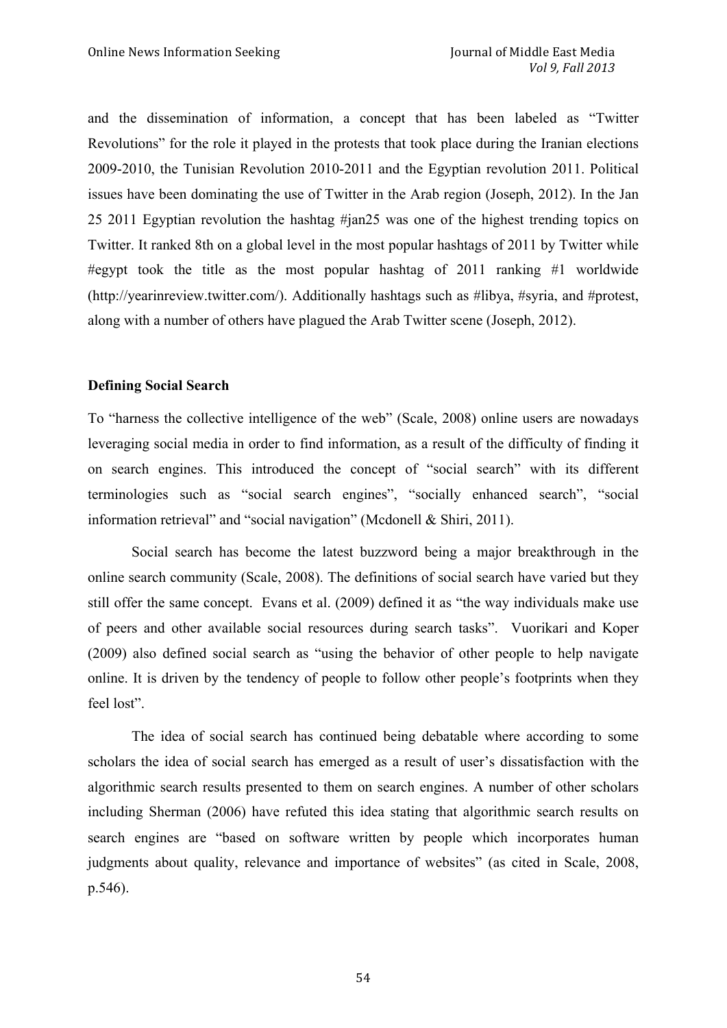and the dissemination of information, a concept that has been labeled as "Twitter Revolutions" for the role it played in the protests that took place during the Iranian elections 2009-2010, the Tunisian Revolution 2010-2011 and the Egyptian revolution 2011. Political issues have been dominating the use of Twitter in the Arab region (Joseph, 2012). In the Jan 25 2011 Egyptian revolution the hashtag #jan25 was one of the highest trending topics on Twitter. It ranked 8th on a global level in the most popular hashtags of 2011 by Twitter while #egypt took the title as the most popular hashtag of 2011 ranking #1 worldwide (http://yearinreview.twitter.com/). Additionally hashtags such as #libya, #syria, and #protest, along with a number of others have plagued the Arab Twitter scene (Joseph, 2012).

**Defining Social Search**

To "harness the collective intelligence of the web" (Scale, 2008) online users are nowadays leveraging social media in order to find information, as a result of the difficulty of finding it on search engines. This introduced the concept of "social search" with its different terminologies such as "social search engines", "socially enhanced search", "social information retrieval" and "social navigation" (Mcdonell & Shiri, 2011).

Social search has become the latest buzzword being a major breakthrough in the online search community (Scale, 2008). The definitions of social search have varied but they still offer the same concept. Evans et al. (2009) defined it as "the way individuals make use of peers and other available social resources during search tasks". Vuorikari and Koper (2009) also defined social search as "using the behavior of other people to help navigate online. It is driven by the tendency of people to follow other people's footprints when they feel lost".

The idea of social search has continued being debatable where according to some scholars the idea of social search has emerged as a result of user's dissatisfaction with the algorithmic search results presented to them on search engines. A number of other scholars including Sherman (2006) have refuted this idea stating that algorithmic search results on search engines are "based on software written by people which incorporates human judgments about quality, relevance and importance of websites" (as cited in Scale, 2008, p.546).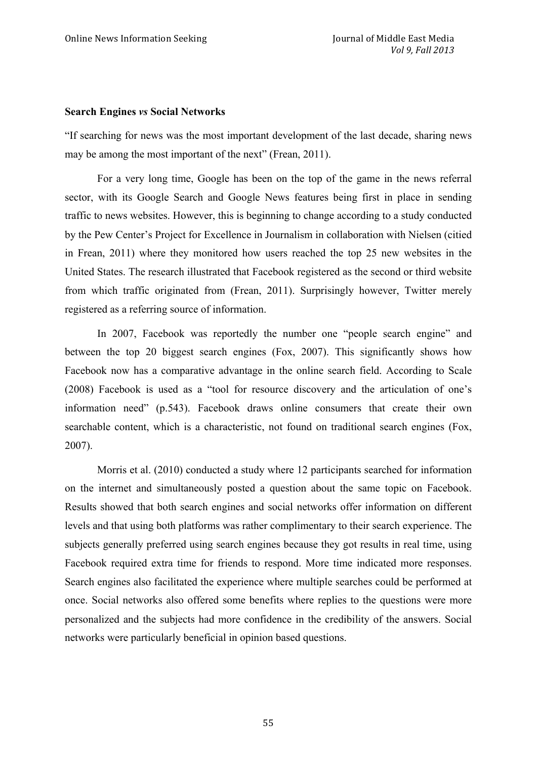**Search Engines *vs* Social Networks**

"If searching for news was the most important development of the last decade, sharing news may be among the most important of the next" (Frean, 2011).

For a very long time, Google has been on the top of the game in the news referral sector, with its Google Search and Google News features being first in place in sending traffic to news websites. However, this is beginning to change according to a study conducted by the Pew Center's Project for Excellence in Journalism in collaboration with Nielsen (citied in Frean, 2011) where they monitored how users reached the top 25 new websites in the United States. The research illustrated that Facebook registered as the second or third website from which traffic originated from (Frean, 2011). Surprisingly however, Twitter merely registered as a referring source of information.

In 2007, Facebook was reportedly the number one "people search engine" and between the top 20 biggest search engines (Fox, 2007). This significantly shows how Facebook now has a comparative advantage in the online search field. According to Scale (2008) Facebook is used as a "tool for resource discovery and the articulation of one's information need" (p.543). Facebook draws online consumers that create their own searchable content, which is a characteristic, not found on traditional search engines (Fox, 2007).

Morris et al. (2010) conducted a study where 12 participants searched for information on the internet and simultaneously posted a question about the same topic on Facebook. Results showed that both search engines and social networks offer information on different levels and that using both platforms was rather complimentary to their search experience. The subjects generally preferred using search engines because they got results in real time, using Facebook required extra time for friends to respond. More time indicated more responses. Search engines also facilitated the experience where multiple searches could be performed at once. Social networks also offered some benefits where replies to the questions were more personalized and the subjects had more confidence in the credibility of the answers. Social networks were particularly beneficial in opinion based questions.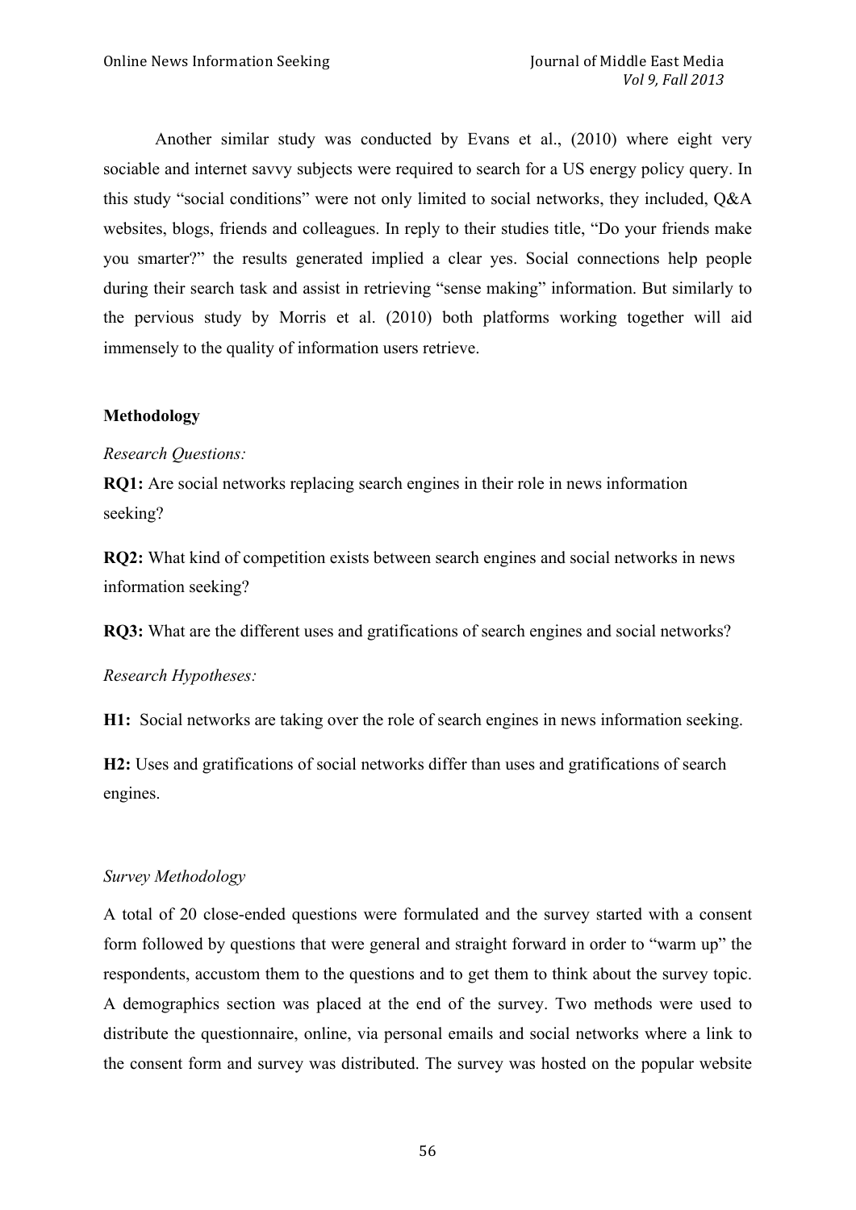Another similar study was conducted by Evans et al., (2010) where eight very sociable and internet savvy subjects were required to search for a US energy policy query. In this study "social conditions" were not only limited to social networks, they included, Q&A websites, blogs, friends and colleagues. In reply to their studies title, "Do your friends make you smarter?" the results generated implied a clear yes. Social connections help people during their search task and assist in retrieving "sense making" information. But similarly to the pervious study by Morris et al. (2010) both platforms working together will aid immensely to the quality of information users retrieve.

## Methodology

*Research Questions:*

**RQ1:** Are social networks replacing search engines in their role in news information seeking?

**RQ2:** What kind of competition exists between search engines and social networks in news information seeking?

**RQ3:** What are the different uses and gratifications of search engines and social networks?

*Research Hypotheses:*

**H1:** Social networks are taking over the role of search engines in news information seeking.

**H2:** Uses and gratifications of social networks differ than uses and gratifications of search engines.

*Survey Methodology*

A total of 20 close-ended questions were formulated and the survey started with a consent form followed by questions that were general and straight forward in order to "warm up" the respondents, accustom them to the questions and to get them to think about the survey topic. A demographics section was placed at the end of the survey. Two methods were used to distribute the questionnaire, online, via personal emails and social networks where a link to the consent form and survey was distributed. The survey was hosted on the popular website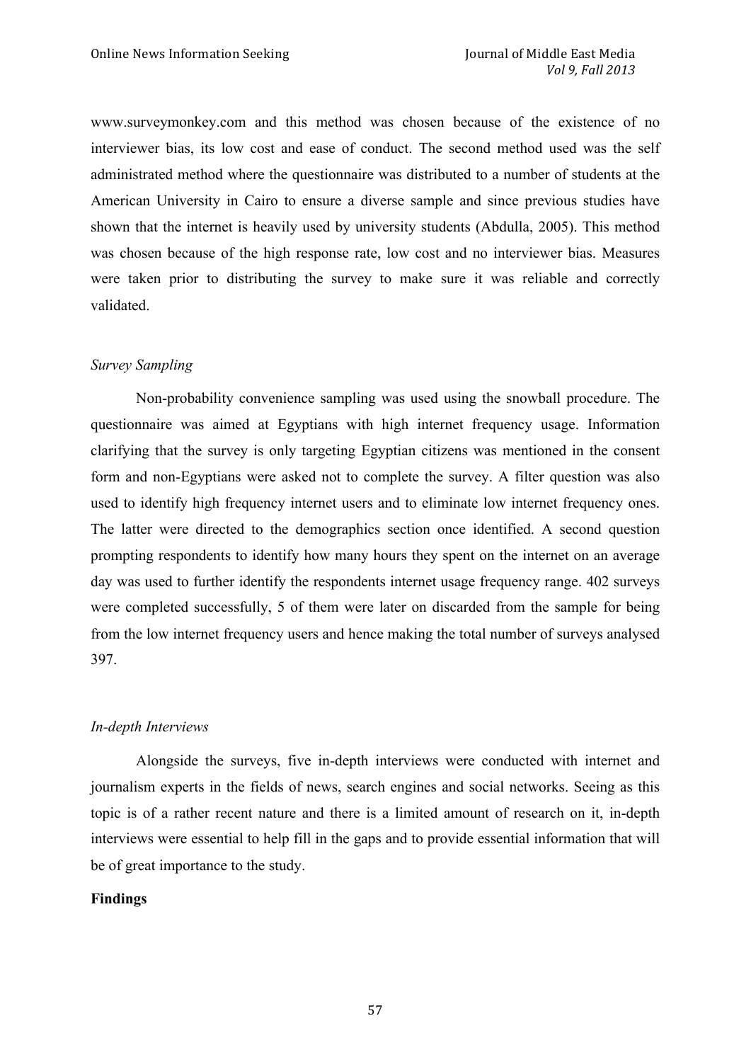www.surveymonkey.com and this method was chosen because of the existence of no interviewer bias, its low cost and ease of conduct. The second method used was the self administrated method where the questionnaire was distributed to a number of students at the American University in Cairo to ensure a diverse sample and since previous studies have shown that the internet is heavily used by university students (Abdulla, 2005). This method was chosen because of the high response rate, low cost and no interviewer bias. Measures were taken prior to distributing the survey to make sure it was reliable and correctly validated.

### *Survey Sampling*

Non-probability convenience sampling was used using the snowball procedure. The questionnaire was aimed at Egyptians with high internet frequency usage. Information clarifying that the survey is only targeting Egyptian citizens was mentioned in the consent form and non-Egyptians were asked not to complete the survey. A filter question was also used to identify high frequency internet users and to eliminate low internet frequency ones. The latter were directed to the demographics section once identified. A second question prompting respondents to identify how many hours they spent on the internet on an average day was used to further identify the respondents internet usage frequency range. 402 surveys were completed successfully, 5 of them were later on discarded from the sample for being from the low internet frequency users and hence making the total number of surveys analysed 397.

### *In-depth Interviews*

Alongside the surveys, five in-depth interviews were conducted with internet and journalism experts in the fields of news, search engines and social networks. Seeing as this topic is of a rather recent nature and there is a limited amount of research on it, in-depth interviews were essential to help fill in the gaps and to provide essential information that will be of great importance to the study.

## **Findings**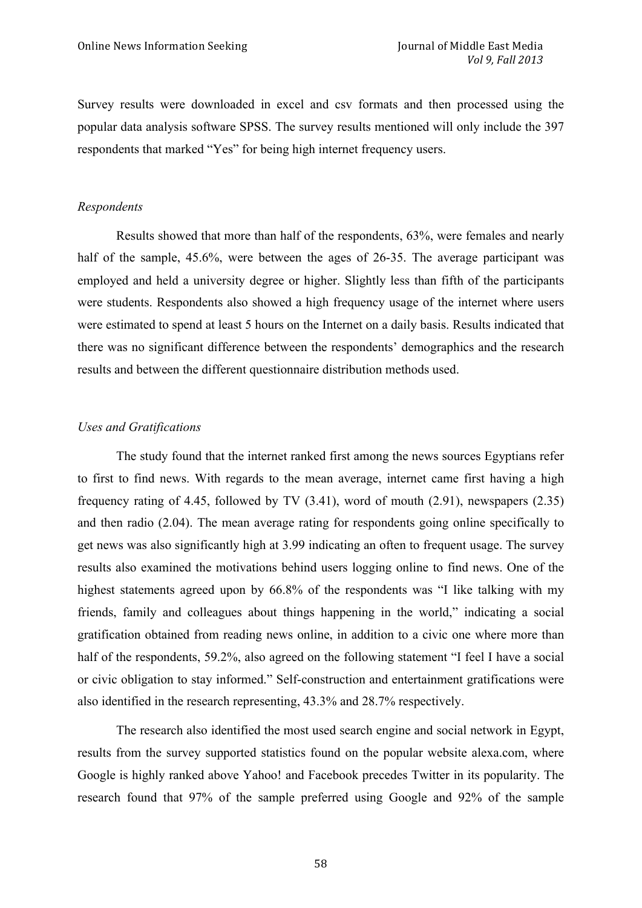Survey results were downloaded in excel and csv formats and then processed using the popular data analysis software SPSS. The survey results mentioned will only include the 397 respondents that marked "Yes" for being high internet frequency users.

### *Respondents*

Results showed that more than half of the respondents, 63%, were females and nearly half of the sample, 45.6%, were between the ages of 26-35. The average participant was employed and held a university degree or higher. Slightly less than fifth of the participants were students. Respondents also showed a high frequency usage of the internet where users were estimated to spend at least 5 hours on the Internet on a daily basis. Results indicated that there was no significant difference between the respondents' demographics and the research results and between the different questionnaire distribution methods used.

### *Uses and Gratifications*

The study found that the internet ranked first among the news sources Egyptians refer to first to find news. With regards to the mean average, internet came first having a high frequency rating of 4.45, followed by TV (3.41), word of mouth (2.91), newspapers (2.35) and then radio (2.04). The mean average rating for respondents going online specifically to get news was also significantly high at 3.99 indicating an often to frequent usage. The survey results also examined the motivations behind users logging online to find news. One of the highest statements agreed upon by 66.8% of the respondents was "I like talking with my friends, family and colleagues about things happening in the world," indicating a social gratification obtained from reading news online, in addition to a civic one where more than half of the respondents, 59.2%, also agreed on the following statement "I feel I have a social or civic obligation to stay informed." Self-construction and entertainment gratifications were also identified in the research representing, 43.3% and 28.7% respectively.

The research also identified the most used search engine and social network in Egypt, results from the survey supported statistics found on the popular website alexa.com, where Google is highly ranked above Yahoo! and Facebook precedes Twitter in its popularity. The research found that 97% of the sample preferred using Google and 92% of the sample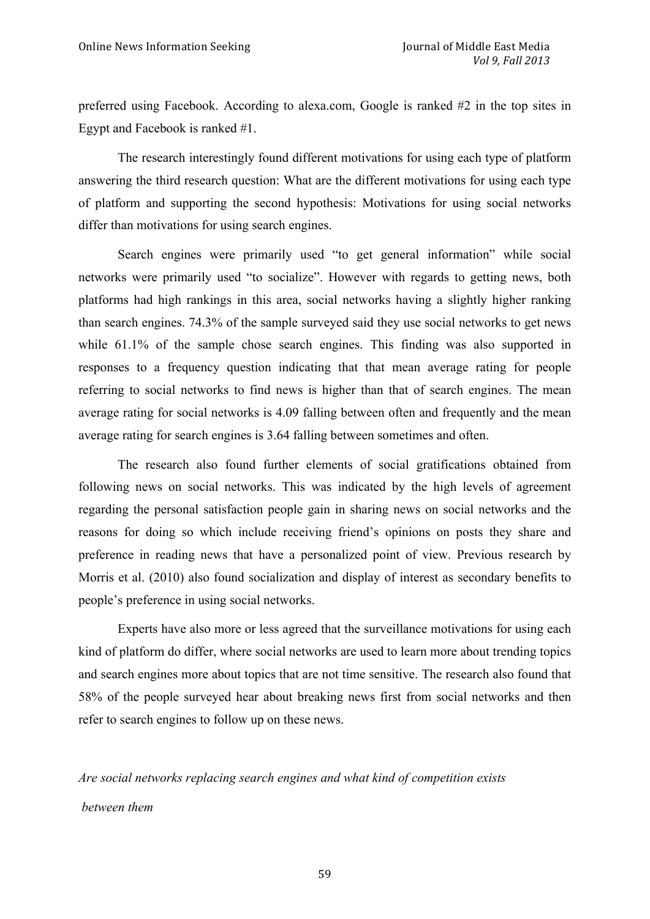preferred using Facebook. According to alexa.com, Google is ranked #2 in the top sites in Egypt and Facebook is ranked #1.

The research interestingly found different motivations for using each type of platform answering the third research question: What are the different motivations for using each type of platform and supporting the second hypothesis: Motivations for using social networks differ than motivations for using search engines.

Search engines were primarily used "to get general information" while social networks were primarily used "to socialize". However with regards to getting news, both platforms had high rankings in this area, social networks having a slightly higher ranking than search engines. 74.3% of the sample surveyed said they use social networks to get news while 61.1% of the sample chose search engines. This finding was also supported in responses to a frequency question indicating that that mean average rating for people referring to social networks to find news is higher than that of search engines. The mean average rating for social networks is 4.09 falling between often and frequently and the mean average rating for search engines is 3.64 falling between sometimes and often.

The research also found further elements of social gratifications obtained from following news on social networks. This was indicated by the high levels of agreement regarding the personal satisfaction people gain in sharing news on social networks and the reasons for doing so which include receiving friend's opinions on posts they share and preference in reading news that have a personalized point of view. Previous research by Morris et al. (2010) also found socialization and display of interest as secondary benefits to people's preference in using social networks.

Experts have also more or less agreed that the surveillance motivations for using each kind of platform do differ, where social networks are used to learn more about trending topics and search engines more about topics that are not time sensitive. The research also found that 58% of the people surveyed hear about breaking news first from social networks and then refer to search engines to follow up on these news.

*Are social networks replacing search engines and what kind of competition exists between them*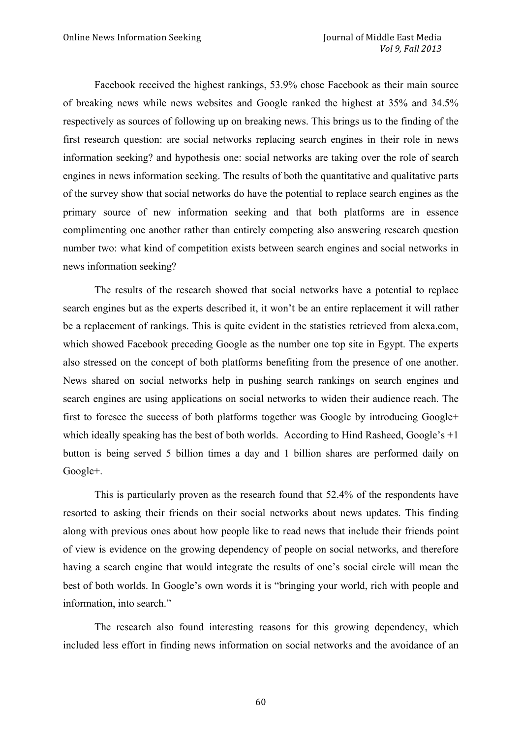Facebook received the highest rankings, 53.9% chose Facebook as their main source of breaking news while news websites and Google ranked the highest at 35% and 34.5% respectively as sources of following up on breaking news. This brings us to the finding of the first research question: are social networks replacing search engines in their role in news information seeking? and hypothesis one: social networks are taking over the role of search engines in news information seeking. The results of both the quantitative and qualitative parts of the survey show that social networks do have the potential to replace search engines as the primary source of new information seeking and that both platforms are in essence complimenting one another rather than entirely competing also answering research question number two: what kind of competition exists between search engines and social networks in news information seeking?

The results of the research showed that social networks have a potential to replace search engines but as the experts described it, it won't be an entire replacement it will rather be a replacement of rankings. This is quite evident in the statistics retrieved from alexa.com, which showed Facebook preceding Google as the number one top site in Egypt. The experts also stressed on the concept of both platforms benefiting from the presence of one another. News shared on social networks help in pushing search rankings on search engines and search engines are using applications on social networks to widen their audience reach. The first to foresee the success of both platforms together was Google by introducing Google+ which ideally speaking has the best of both worlds. According to Hind Rasheed, Google's +1 button is being served 5 billion times a day and 1 billion shares are performed daily on Google+.

This is particularly proven as the research found that 52.4% of the respondents have resorted to asking their friends on their social networks about news updates. This finding along with previous ones about how people like to read news that include their friends point of view is evidence on the growing dependency of people on social networks, and therefore having a search engine that would integrate the results of one's social circle will mean the best of both worlds. In Google's own words it is "bringing your world, rich with people and information, into search."

The research also found interesting reasons for this growing dependency, which included less effort in finding news information on social networks and the avoidance of an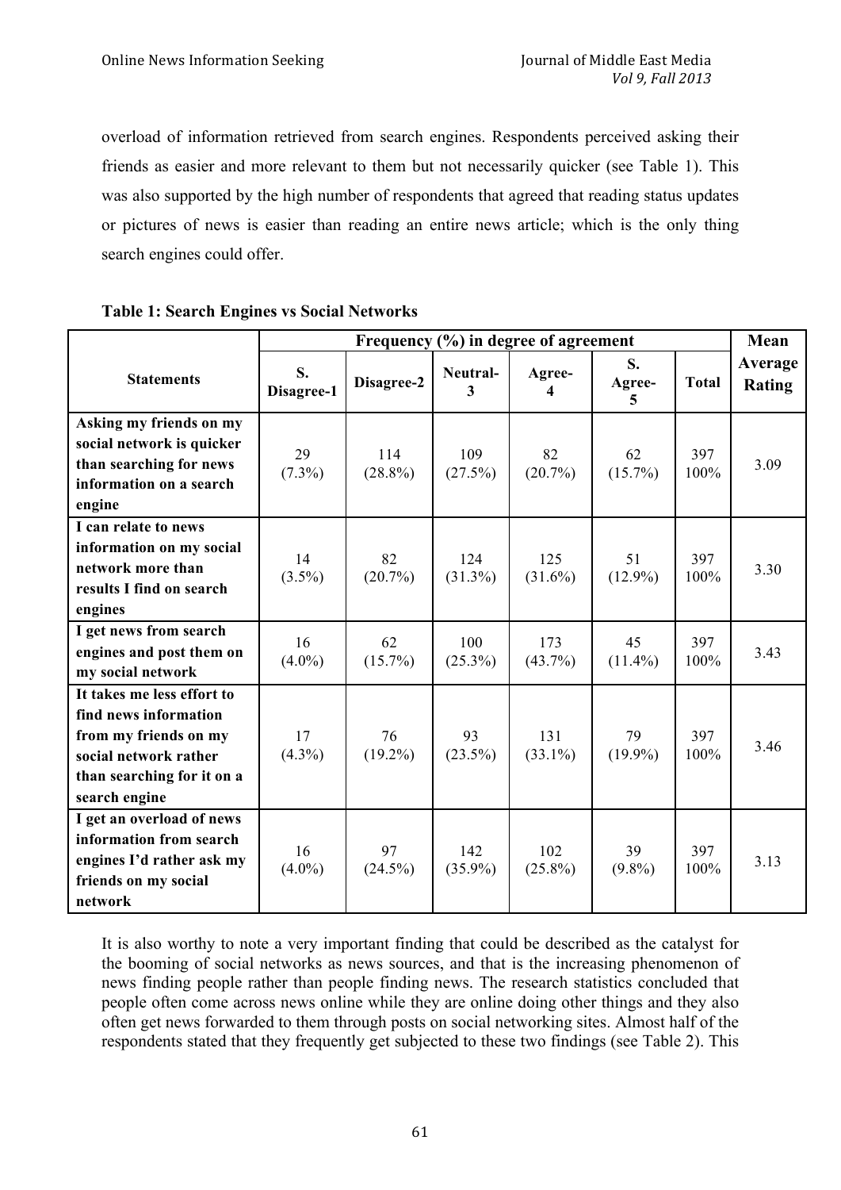overload of information retrieved from search engines. Respondents perceived asking their friends as easier and more relevant to them but not necessarily quicker (see Table 1). This was also supported by the high number of respondents that agreed that reading status updates or pictures of news is easier than reading an entire news article; which is the only thing search engines could offer.

**Table 1: Search Engines vs Social Networks**

| Statements | Frequency (%) in degree of agreement | | | | | | Mean Average Rating |
|---|---|---|---|---|---|---|---|
| | S. Disagree-1 | Disagree-2 | Neutral-3 | Agree-4 | S. Agree-5 | Total | |
| **Asking my friends on my social network is quicker than searching for news information on a search engine** | 29 (7.3%) | 114 (28.8%) | 109 (27.5%) | 82 (20.7%) | 62 (15.7%) | 397 100% | 3.09 |
| **I can relate to news information on my social network more than results I find on search engines** | 14 (3.5%) | 82 (20.7%) | 124 (31.3%) | 125 (31.6%) | 51 (12.9%) | 397 100% | 3.30 |
| **I get news from search engines and post them on my social network** | 16 (4.0%) | 62 (15.7%) | 100 (25.3%) | 173 (43.7%) | 45 (11.4%) | 397 100% | 3.43 |
| **It takes me less effort to find news information from my friends on my social network rather than searching for it on a search engine** | 17 (4.3%) | 76 (19.2%) | 93 (23.5%) | 131 (33.1%) | 79 (19.9%) | 397 100% | 3.46 |
| **I get an overload of news information from search engines I'd rather ask my friends on my social network** | 16 (4.0%) | 97 (24.5%) | 142 (35.9%) | 102 (25.8%) | 39 (9.8%) | 397 100% | 3.13 |

It is also worthy to note a very important finding that could be described as the catalyst for the booming of social networks as news sources, and that is the increasing phenomenon of news finding people rather than people finding news. The research statistics concluded that people often come across news online while they are online doing other things and they also often get news forwarded to them through posts on social networking sites. Almost half of the respondents stated that they frequently get subjected to these two findings (see Table 2). This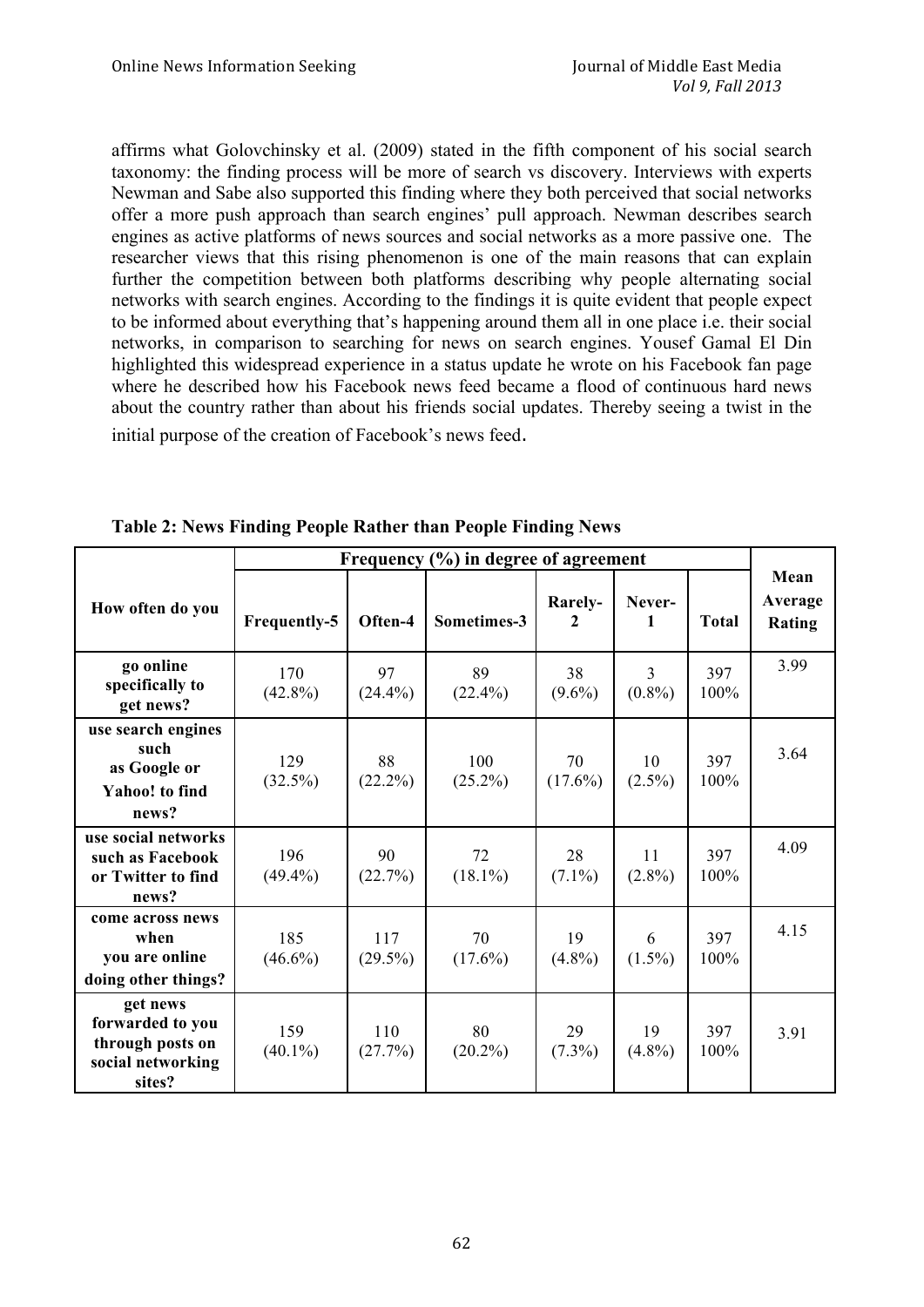affirms what Golovchinsky et al. (2009) stated in the fifth component of his social search taxonomy: the finding process will be more of search vs discovery. Interviews with experts Newman and Sabe also supported this finding where they both perceived that social networks offer a more push approach than search engines' pull approach. Newman describes search engines as active platforms of news sources and social networks as a more passive one. The researcher views that this rising phenomenon is one of the main reasons that can explain further the competition between both platforms describing why people alternating social networks with search engines. According to the findings it is quite evident that people expect to be informed about everything that's happening around them all in one place i.e. their social networks, in comparison to searching for news on search engines. Yousef Gamal El Din highlighted this widespread experience in a status update he wrote on his Facebook fan page where he described how his Facebook news feed became a flood of continuous hard news about the country rather than about his friends social updates. Thereby seeing a twist in the initial purpose of the creation of Facebook's news feed.

**Table 2: News Finding People Rather than People Finding News**

| How often do you | Frequency (%) in degree of agreement | | | | | | Mean Average Rating |
|---|---|---|---|---|---|---|---|
| | Frequently-5 | Often-4 | Sometimes-3 | Rarely-2 | Never-1 | Total | |
| **go online specifically to get news?** | 170 (42.8%) | 97 (24.4%) | 89 (22.4%) | 38 (9.6%) | 3 (0.8%) | 397 100% | 3.99 |
| **use search engines such as Google or Yahoo! to find news?** | 129 (32.5%) | 88 (22.2%) | 100 (25.2%) | 70 (17.6%) | 10 (2.5%) | 397 100% | 3.64 |
| **use social networks such as Facebook or Twitter to find news?** | 196 (49.4%) | 90 (22.7%) | 72 (18.1%) | 28 (7.1%) | 11 (2.8%) | 397 100% | 4.09 |
| **come across news when you are online doing other things?** | 185 (46.6%) | 117 (29.5%) | 70 (17.6%) | 19 (4.8%) | 6 (1.5%) | 397 100% | 4.15 |
| **get news forwarded to you through posts on social networking sites?** | 159 (40.1%) | 110 (27.7%) | 80 (20.2%) | 29 (7.3%) | 19 (4.8%) | 397 100% | 3.91 |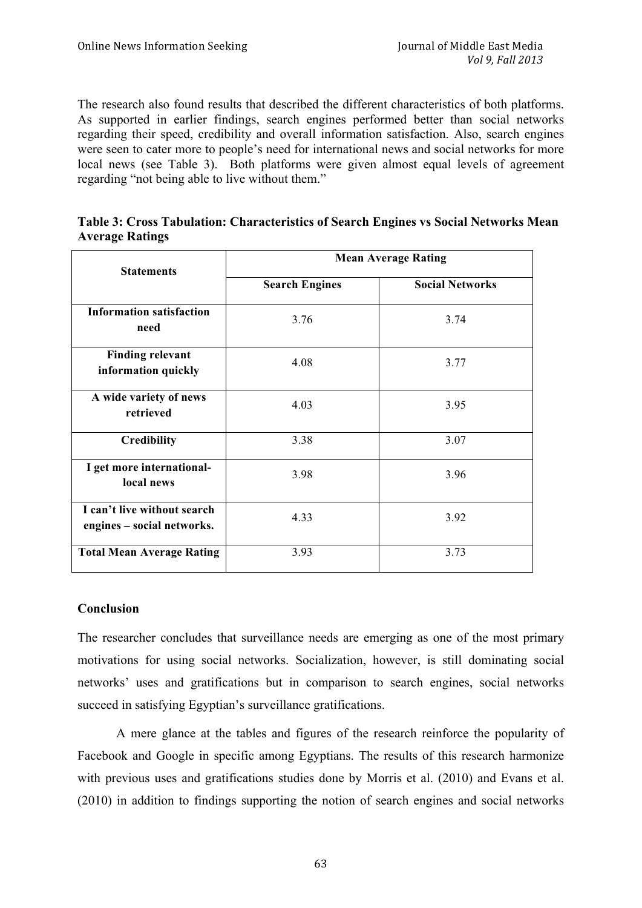The research also found results that described the different characteristics of both platforms. As supported in earlier findings, search engines performed better than social networks regarding their speed, credibility and overall information satisfaction. Also, search engines were seen to cater more to people's need for international news and social networks for more local news (see Table 3). Both platforms were given almost equal levels of agreement regarding "not being able to live without them."

**Table 3: Cross Tabulation: Characteristics of Search Engines vs Social Networks Mean Average Ratings**

| Statements | Mean Average Rating | |
|---|---|---|
| | **Search Engines** | **Social Networks** |
| **Information satisfaction need** | 3.76 | 3.74 |
| **Finding relevant information quickly** | 4.08 | 3.77 |
| **A wide variety of news retrieved** | 4.03 | 3.95 |
| **Credibility** | 3.38 | 3.07 |
| **I get more international-local news** | 3.98 | 3.96 |
| **I can't live without search engines – social networks.** | 4.33 | 3.92 |
| **Total Mean Average Rating** | 3.93 | 3.73 |

## Conclusion

The researcher concludes that surveillance needs are emerging as one of the most primary motivations for using social networks. Socialization, however, is still dominating social networks' uses and gratifications but in comparison to search engines, social networks succeed in satisfying Egyptian's surveillance gratifications.

A mere glance at the tables and figures of the research reinforce the popularity of Facebook and Google in specific among Egyptians. The results of this research harmonize with previous uses and gratifications studies done by Morris et al. (2010) and Evans et al. (2010) in addition to findings supporting the notion of search engines and social networks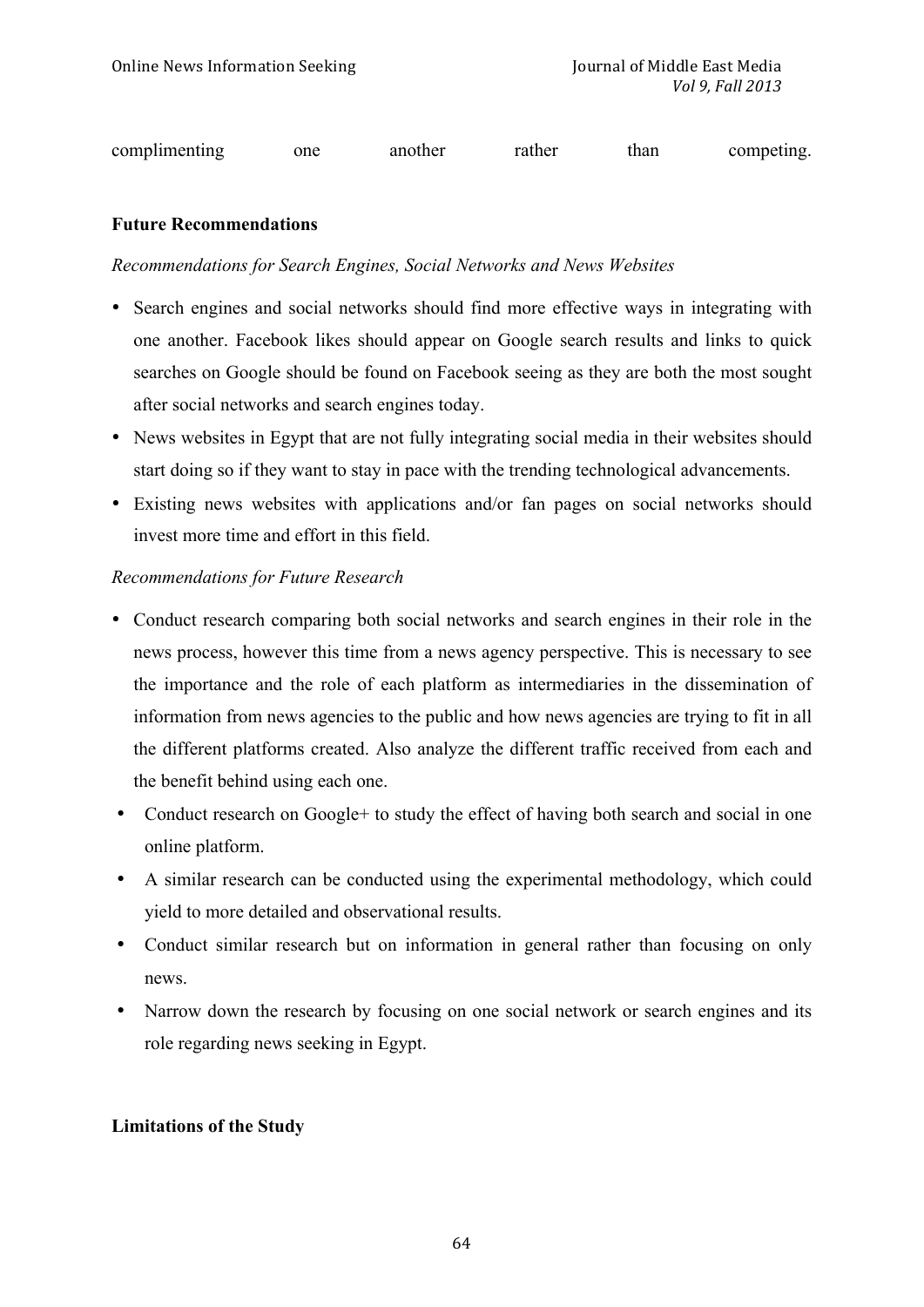complimenting one another rather than competing.

**Future Recommendations**

*Recommendations for Search Engines, Social Networks and News Websites*

- Search engines and social networks should find more effective ways in integrating with one another. Facebook likes should appear on Google search results and links to quick searches on Google should be found on Facebook seeing as they are both the most sought after social networks and search engines today.
- News websites in Egypt that are not fully integrating social media in their websites should start doing so if they want to stay in pace with the trending technological advancements.
- Existing news websites with applications and/or fan pages on social networks should invest more time and effort in this field.

*Recommendations for Future Research*

- Conduct research comparing both social networks and search engines in their role in the news process, however this time from a news agency perspective. This is necessary to see the importance and the role of each platform as intermediaries in the dissemination of information from news agencies to the public and how news agencies are trying to fit in all the different platforms created. Also analyze the different traffic received from each and the benefit behind using each one.
- Conduct research on Google+ to study the effect of having both search and social in one online platform.
- A similar research can be conducted using the experimental methodology, which could yield to more detailed and observational results.
- Conduct similar research but on information in general rather than focusing on only news.
- Narrow down the research by focusing on one social network or search engines and its role regarding news seeking in Egypt.

**Limitations of the Study**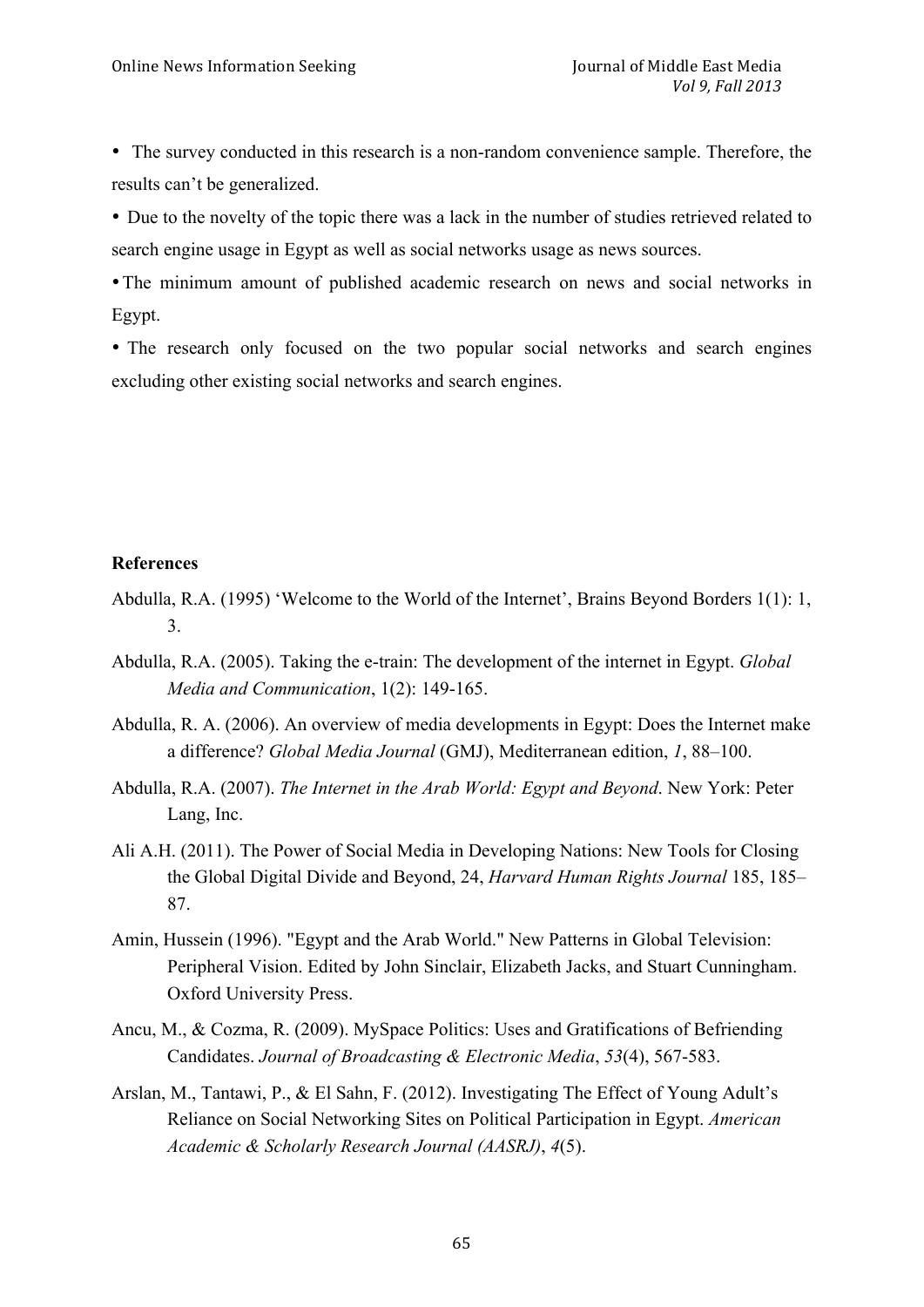- The survey conducted in this research is a non-random convenience sample. Therefore, the results can't be generalized.
- Due to the novelty of the topic there was a lack in the number of studies retrieved related to search engine usage in Egypt as well as social networks usage as news sources.
- The minimum amount of published academic research on news and social networks in Egypt.
- The research only focused on the two popular social networks and search engines excluding other existing social networks and search engines.

**References**

Abdulla, R.A. (1995) 'Welcome to the World of the Internet', Brains Beyond Borders 1(1): 1, 3.

Abdulla, R.A. (2005). Taking the e-train: The development of the internet in Egypt. *Global Media and Communication*, 1(2): 149-165.

Abdulla, R. A. (2006). An overview of media developments in Egypt: Does the Internet make a difference? *Global Media Journal* (GMJ), Mediterranean edition, *1*, 88–100.

Abdulla, R.A. (2007). *The Internet in the Arab World: Egypt and Beyond*. New York: Peter Lang, Inc.

Ali A.H. (2011). The Power of Social Media in Developing Nations: New Tools for Closing the Global Digital Divide and Beyond, 24, *Harvard Human Rights Journal* 185, 185–87.

Amin, Hussein (1996). "Egypt and the Arab World." New Patterns in Global Television: Peripheral Vision. Edited by John Sinclair, Elizabeth Jacks, and Stuart Cunningham. Oxford University Press.

Ancu, M., & Cozma, R. (2009). MySpace Politics: Uses and Gratifications of Befriending Candidates. *Journal of Broadcasting & Electronic Media*, *53*(4), 567-583.

Arslan, M., Tantawi, P., & El Sahn, F. (2012). Investigating The Effect of Young Adult's Reliance on Social Networking Sites on Political Participation in Egypt. *American Academic & Scholarly Research Journal (AASRJ)*, *4*(5).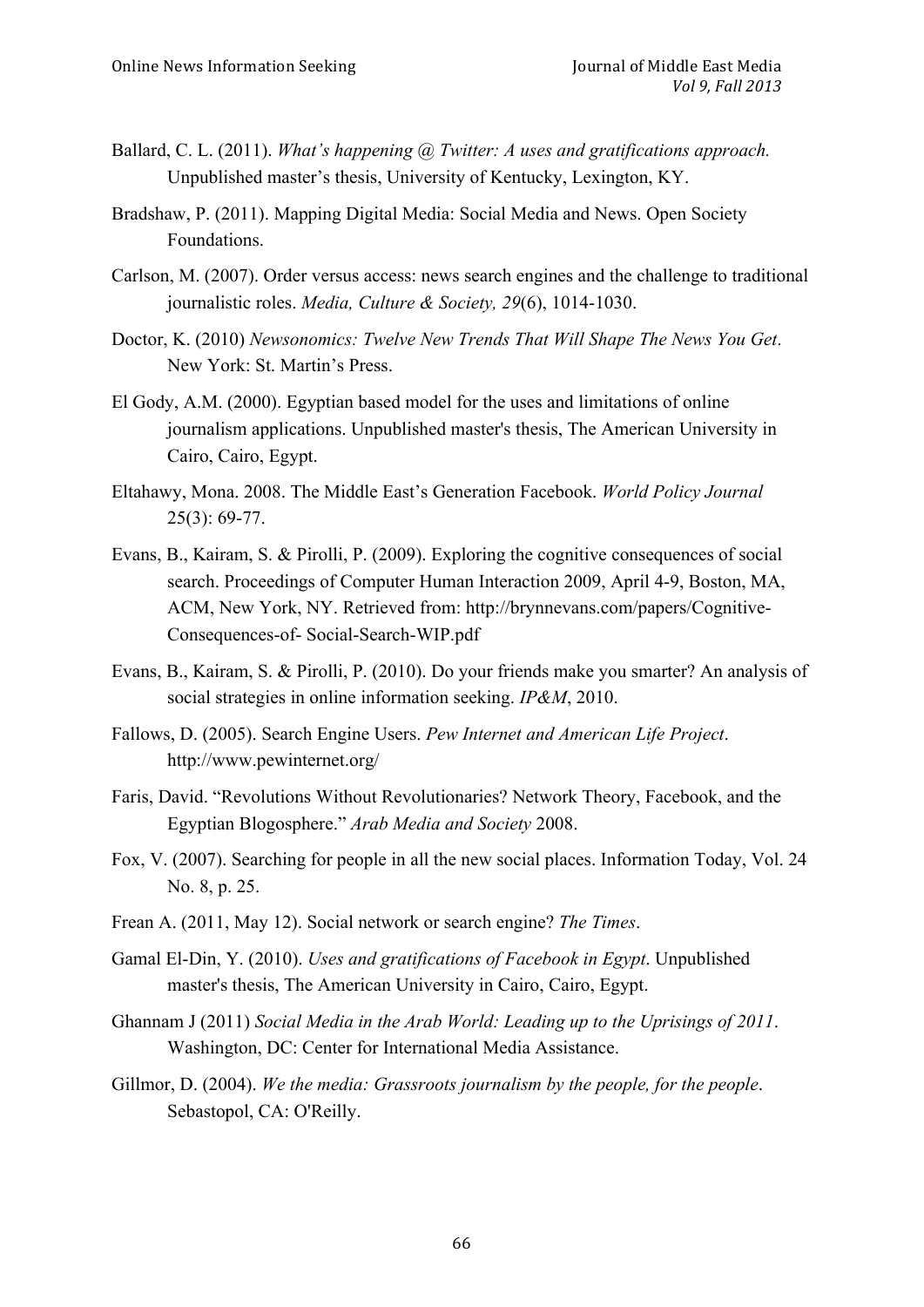Ballard, C. L. (2011). *What's happening @ Twitter: A uses and gratifications approach.* Unpublished master's thesis, University of Kentucky, Lexington, KY.

Bradshaw, P. (2011). Mapping Digital Media: Social Media and News. Open Society Foundations.

Carlson, M. (2007). Order versus access: news search engines and the challenge to traditional journalistic roles. *Media, Culture & Society, 29*(6), 1014-1030.

Doctor, K. (2010) *Newsonomics: Twelve New Trends That Will Shape The News You Get*. New York: St. Martin's Press.

El Gody, A.M. (2000). Egyptian based model for the uses and limitations of online journalism applications. Unpublished master's thesis, The American University in Cairo, Cairo, Egypt.

Eltahawy, Mona. 2008. The Middle East's Generation Facebook. *World Policy Journal* 25(3): 69-77.

Evans, B., Kairam, S. & Pirolli, P. (2009). Exploring the cognitive consequences of social search. Proceedings of Computer Human Interaction 2009, April 4-9, Boston, MA, ACM, New York, NY. Retrieved from: http://brynnevans.com/papers/Cognitive-Consequences-of- Social-Search-WIP.pdf

Evans, B., Kairam, S. & Pirolli, P. (2010). Do your friends make you smarter? An analysis of social strategies in online information seeking. *IP&M*, 2010.

Fallows, D. (2005). Search Engine Users. *Pew Internet and American Life Project*. http://www.pewinternet.org/

Faris, David. "Revolutions Without Revolutionaries? Network Theory, Facebook, and the Egyptian Blogosphere." *Arab Media and Society* 2008.

Fox, V. (2007). Searching for people in all the new social places. Information Today, Vol. 24 No. 8, p. 25.

Frean A. (2011, May 12). Social network or search engine? *The Times*.

Gamal El-Din, Y. (2010). *Uses and gratifications of Facebook in Egypt*. Unpublished master's thesis, The American University in Cairo, Cairo, Egypt.

Ghannam J (2011) *Social Media in the Arab World: Leading up to the Uprisings of 2011*. Washington, DC: Center for International Media Assistance.

Gillmor, D. (2004). *We the media: Grassroots journalism by the people, for the people*. Sebastopol, CA: O'Reilly.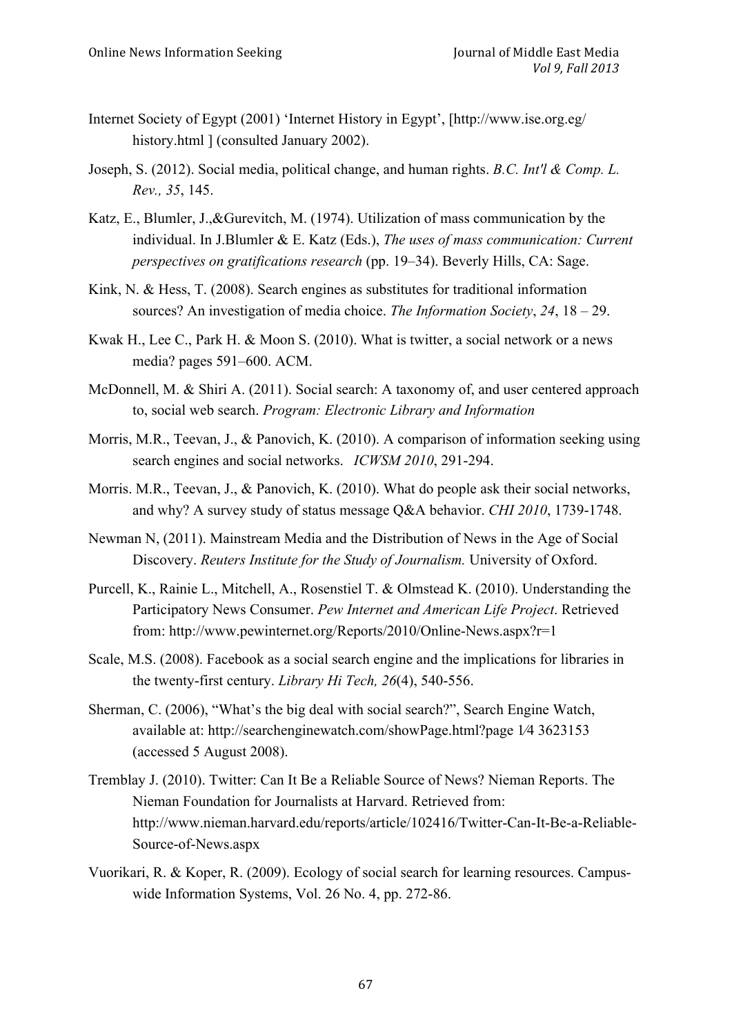Internet Society of Egypt (2001) 'Internet History in Egypt', [http://www.ise.org.eg/history.html ] (consulted January 2002).

Joseph, S. (2012). Social media, political change, and human rights. *B.C. Int'l & Comp. L. Rev., 35*, 145.

Katz, E., Blumler, J.,&Gurevitch, M. (1974). Utilization of mass communication by the individual. In J.Blumler & E. Katz (Eds.), *The uses of mass communication: Current perspectives on gratifications research* (pp. 19–34). Beverly Hills, CA: Sage.

Kink, N. & Hess, T. (2008). Search engines as substitutes for traditional information sources? An investigation of media choice. *The Information Society*, *24*, 18 – 29.

Kwak H., Lee C., Park H. & Moon S. (2010). What is twitter, a social network or a news media? pages 591–600. ACM.

McDonnell, M. & Shiri A. (2011). Social search: A taxonomy of, and user centered approach to, social web search. *Program: Electronic Library and Information*

Morris, M.R., Teevan, J., & Panovich, K. (2010). A comparison of information seeking using search engines and social networks. *ICWSM 2010*, 291-294.

Morris. M.R., Teevan, J., & Panovich, K. (2010). What do people ask their social networks, and why? A survey study of status message Q&A behavior. *CHI 2010*, 1739-1748.

Newman N, (2011). Mainstream Media and the Distribution of News in the Age of Social Discovery. *Reuters Institute for the Study of Journalism.* University of Oxford.

Purcell, K., Rainie L., Mitchell, A., Rosenstiel T. & Olmstead K. (2010). Understanding the Participatory News Consumer. *Pew Internet and American Life Project*. Retrieved from: http://www.pewinternet.org/Reports/2010/Online-News.aspx?r=1

Scale, M.S. (2008). Facebook as a social search engine and the implications for libraries in the twenty-first century. *Library Hi Tech, 26*(4), 540-556.

Sherman, C. (2006), "What's the big deal with social search?", Search Engine Watch, available at: http://searchenginewatch.com/showPage.html?page 1⁄4 3623153 (accessed 5 August 2008).

Tremblay J. (2010). Twitter: Can It Be a Reliable Source of News? Nieman Reports. The Nieman Foundation for Journalists at Harvard. Retrieved from: http://www.nieman.harvard.edu/reports/article/102416/Twitter-Can-It-Be-a-Reliable-Source-of-News.aspx

Vuorikari, R. & Koper, R. (2009). Ecology of social search for learning resources. Campus-wide Information Systems, Vol. 26 No. 4, pp. 272-86.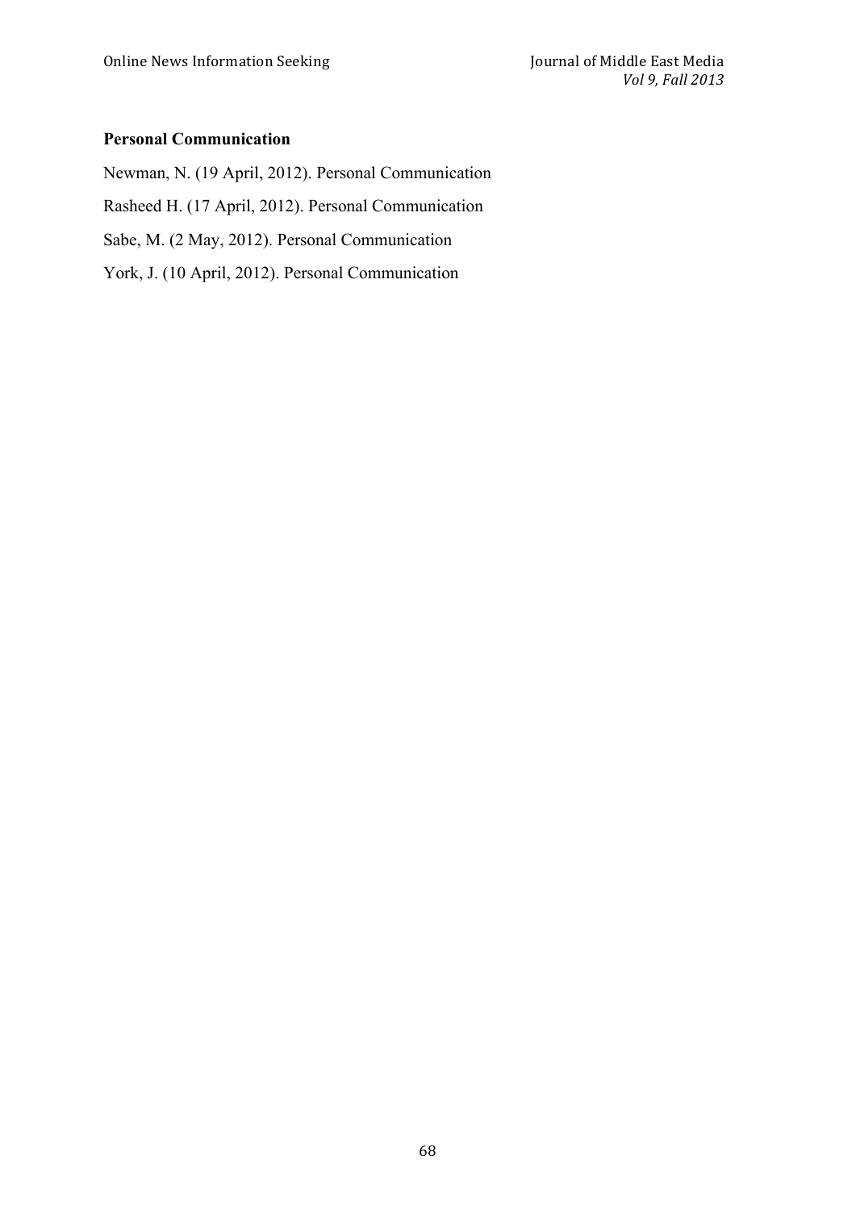**Personal Communication**

Newman, N. (19 April, 2012). Personal Communication

Rasheed H. (17 April, 2012). Personal Communication

Sabe, M. (2 May, 2012). Personal Communication

York, J. (10 April, 2012). Personal Communication